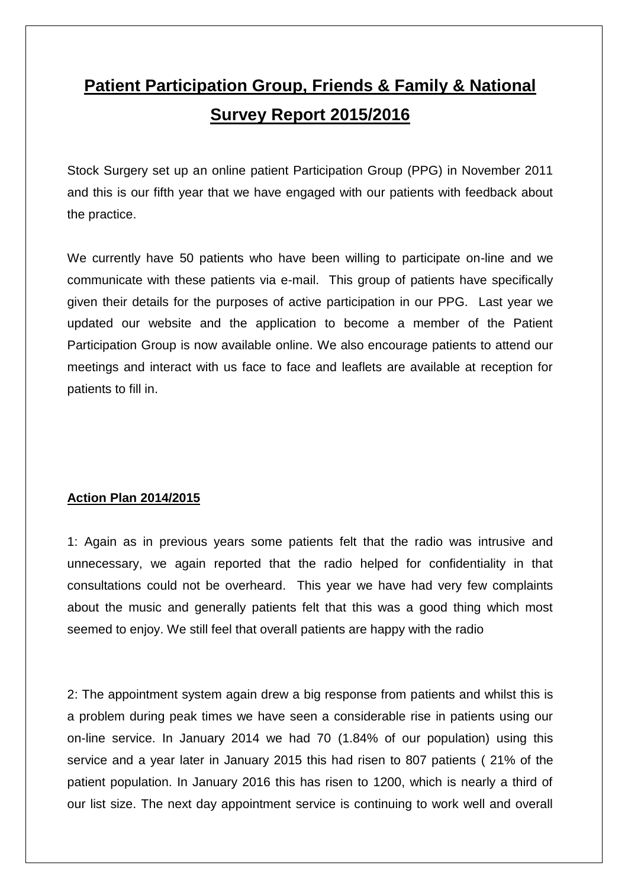# Patient Participation Group, Friends & Family & National Survey Report 2015/2016

Stock Surgery set up an online patient Participation Group (PPG) in November 2011 and this is our fifth year that we have engaged with our patients with feedback about the practice.

We currently have 50 patients who have been willing to participate on-line and we communicate with these patients via e-mail. This group of patients have specifically given their details for the purposes of active participation in our PPG. Last year we updated our website and the application to become a member of the Patient Participation Group is now available online. We also encourage patients to attend our meetings and interact with us face to face and leaflets are available at reception for patients to fill in.

**Action Plan 2014/2015**

1: Again as in previous years some patients felt that the radio was intrusive and unnecessary, we again reported that the radio helped for confidentiality in that consultations could not be overheard. This year we have had very few complaints about the music and generally patients felt that this was a good thing which most seemed to enjoy. We still feel that overall patients are happy with the radio

2: The appointment system again drew a big response from patients and whilst this is a problem during peak times we have seen a considerable rise in patients using our on-line service. In January 2014 we had 70 (1.84% of our population) using this service and a year later in January 2015 this had risen to 807 patients ( 21% of the patient population. In January 2016 this has risen to 1200, which is nearly a third of our list size. The next day appointment service is continuing to work well and overall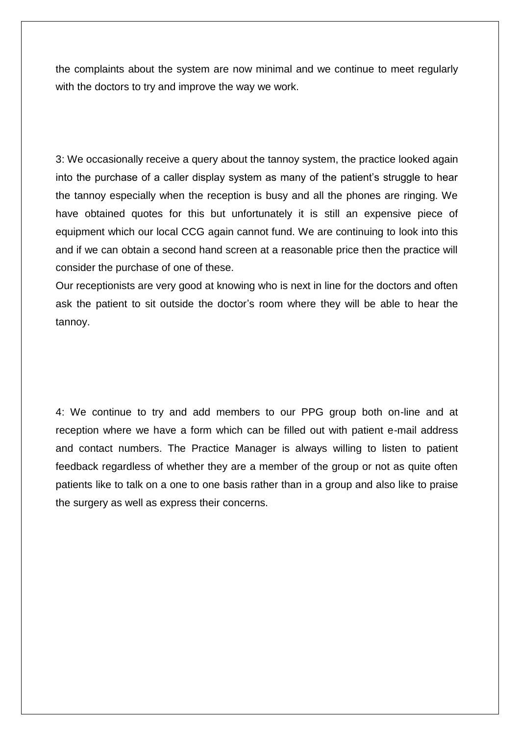the complaints about the system are now minimal and we continue to meet regularly with the doctors to try and improve the way we work.

3: We occasionally receive a query about the tannoy system, the practice looked again into the purchase of a caller display system as many of the patient's struggle to hear the tannoy especially when the reception is busy and all the phones are ringing. We have obtained quotes for this but unfortunately it is still an expensive piece of equipment which our local CCG again cannot fund. We are continuing to look into this and if we can obtain a second hand screen at a reasonable price then the practice will consider the purchase of one of these.

Our receptionists are very good at knowing who is next in line for the doctors and often ask the patient to sit outside the doctor's room where they will be able to hear the tannoy.

4: We continue to try and add members to our PPG group both on-line and at reception where we have a form which can be filled out with patient e-mail address and contact numbers. The Practice Manager is always willing to listen to patient feedback regardless of whether they are a member of the group or not as quite often patients like to talk on a one to one basis rather than in a group and also like to praise the surgery as well as express their concerns.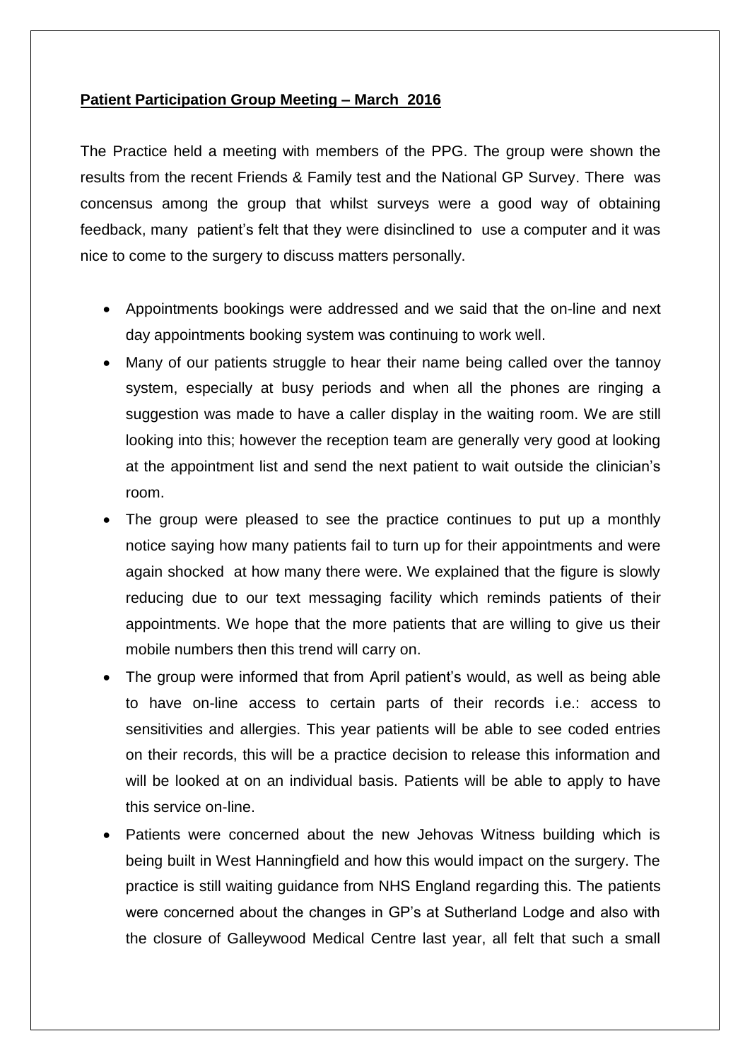**Patient Participation Group Meeting – March 2016**

The Practice held a meeting with members of the PPG. The group were shown the results from the recent Friends & Family test and the National GP Survey. There was concensus among the group that whilst surveys were a good way of obtaining feedback, many patient's felt that they were disinclined to use a computer and it was nice to come to the surgery to discuss matters personally.

- Appointments bookings were addressed and we said that the on-line and next day appointments booking system was continuing to work well.
- Many of our patients struggle to hear their name being called over the tannoy system, especially at busy periods and when all the phones are ringing a suggestion was made to have a caller display in the waiting room. We are still looking into this; however the reception team are generally very good at looking at the appointment list and send the next patient to wait outside the clinician's room.
- The group were pleased to see the practice continues to put up a monthly notice saying how many patients fail to turn up for their appointments and were again shocked at how many there were. We explained that the figure is slowly reducing due to our text messaging facility which reminds patients of their appointments. We hope that the more patients that are willing to give us their mobile numbers then this trend will carry on.
- The group were informed that from April patient's would, as well as being able to have on-line access to certain parts of their records i.e.: access to sensitivities and allergies. This year patients will be able to see coded entries on their records, this will be a practice decision to release this information and will be looked at on an individual basis. Patients will be able to apply to have this service on-line.
- Patients were concerned about the new Jehovas Witness building which is being built in West Hanningfield and how this would impact on the surgery. The practice is still waiting guidance from NHS England regarding this. The patients were concerned about the changes in GP's at Sutherland Lodge and also with the closure of Galleywood Medical Centre last year, all felt that such a small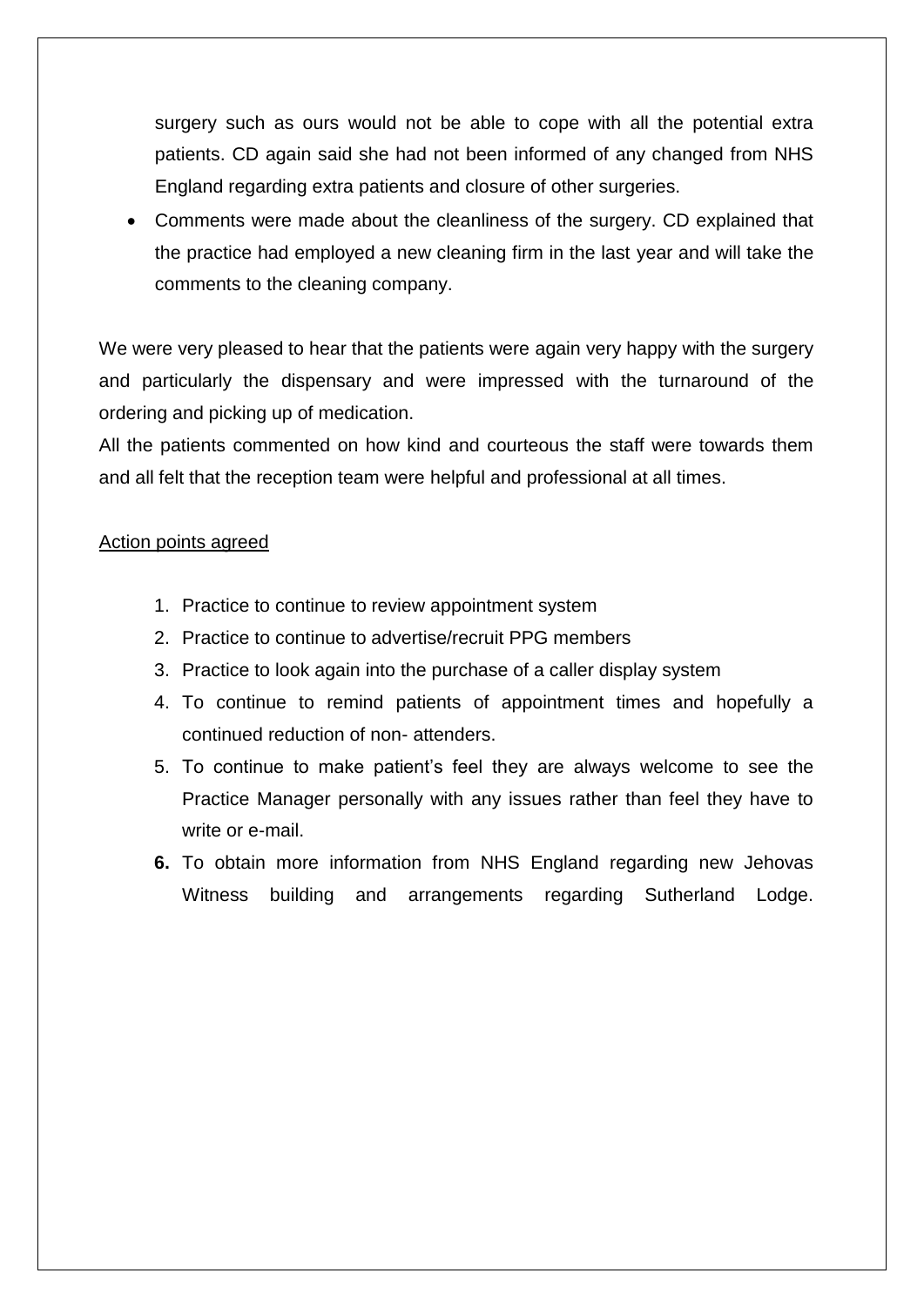surgery such as ours would not be able to cope with all the potential extra patients. CD again said she had not been informed of any changed from NHS England regarding extra patients and closure of other surgeries.

- Comments were made about the cleanliness of the surgery. CD explained that the practice had employed a new cleaning firm in the last year and will take the comments to the cleaning company.

We were very pleased to hear that the patients were again very happy with the surgery and particularly the dispensary and were impressed with the turnaround of the ordering and picking up of medication.

All the patients commented on how kind and courteous the staff were towards them and all felt that the reception team were helpful and professional at all times.

Action points agreed

1. Practice to continue to review appointment system
2. Practice to continue to advertise/recruit PPG members
3. Practice to look again into the purchase of a caller display system
4. To continue to remind patients of appointment times and hopefully a continued reduction of non- attenders.
5. To continue to make patient's feel they are always welcome to see the Practice Manager personally with any issues rather than feel they have to write or e-mail.
6. To obtain more information from NHS England regarding new Jehovas Witness building and arrangements regarding Sutherland Lodge.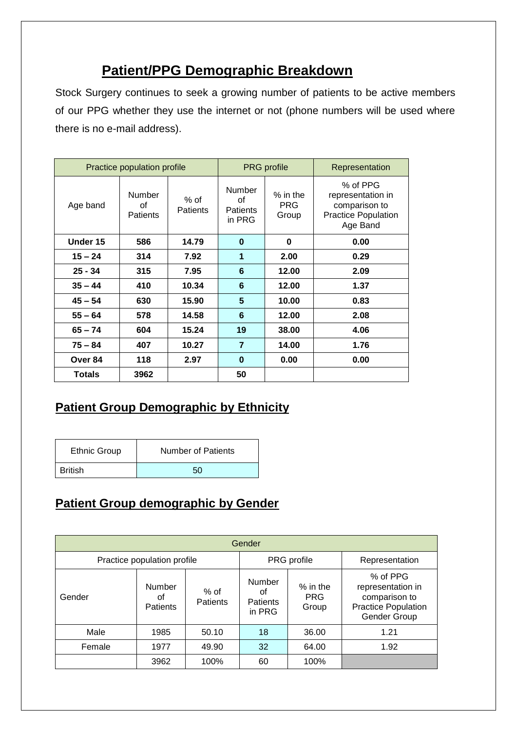## Patient/PPG Demographic Breakdown

Stock Surgery continues to seek a growing number of patients to be active members of our PPG whether they use the internet or not (phone numbers will be used where there is no e-mail address).

| Practice population profile | | | PRG profile | | Representation |
|---|---|---|---|---|---|
| Age band | Number of Patients | % of Patients | Number of Patients in PRG | % in the PRG Group | % of PPG representation in comparison to Practice Population Age Band |
| **Under 15** | **586** | **14.79** | **0** | **0** | **0.00** |
| **15 – 24** | **314** | **7.92** | **1** | **2.00** | **0.29** |
| **25 - 34** | **315** | **7.95** | **6** | **12.00** | **2.09** |
| **35 – 44** | **410** | **10.34** | **6** | **12.00** | **1.37** |
| **45 – 54** | **630** | **15.90** | **5** | **10.00** | **0.83** |
| **55 – 64** | **578** | **14.58** | **6** | **12.00** | **2.08** |
| **65 – 74** | **604** | **15.24** | **19** | **38.00** | **4.06** |
| **75 – 84** | **407** | **10.27** | **7** | **14.00** | **1.76** |
| **Over 84** | **118** | **2.97** | **0** | **0.00** | **0.00** |
| **Totals** | **3962** | | **50** | | |

## Patient Group Demographic by Ethnicity

| Ethnic Group | Number of Patients |
|---|---|
| British | 50 |

## Patient Group demographic by Gender

| Gender | | | | | |
|---|---|---|---|---|---|
| Practice population profile | | | PRG profile | | Representation |
| Gender | Number of Patients | % of Patients | Number of Patients in PRG | % in the PRG Group | % of PPG representation in comparison to Practice Population Gender Group |
| Male | 1985 | 50.10 | 18 | 36.00 | 1.21 |
| Female | 1977 | 49.90 | 32 | 64.00 | 1.92 |
| | 3962 | 100% | 60 | 100% | |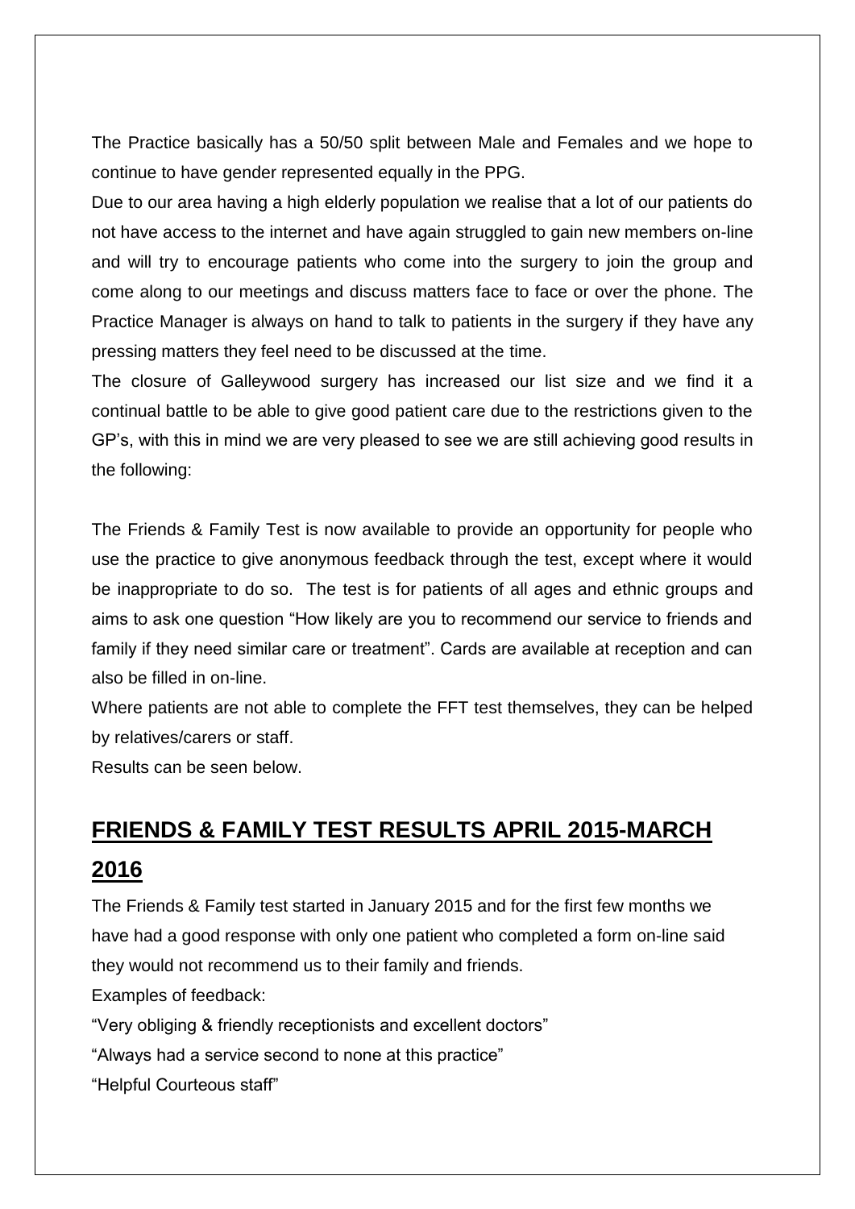The Practice basically has a 50/50 split between Male and Females and we hope to continue to have gender represented equally in the PPG.

Due to our area having a high elderly population we realise that a lot of our patients do not have access to the internet and have again struggled to gain new members on-line and will try to encourage patients who come into the surgery to join the group and come along to our meetings and discuss matters face to face or over the phone. The Practice Manager is always on hand to talk to patients in the surgery if they have any pressing matters they feel need to be discussed at the time.

The closure of Galleywood surgery has increased our list size and we find it a continual battle to be able to give good patient care due to the restrictions given to the GP's, with this in mind we are very pleased to see we are still achieving good results in the following:

The Friends & Family Test is now available to provide an opportunity for people who use the practice to give anonymous feedback through the test, except where it would be inappropriate to do so. The test is for patients of all ages and ethnic groups and aims to ask one question "How likely are you to recommend our service to friends and family if they need similar care or treatment". Cards are available at reception and can also be filled in on-line.

Where patients are not able to complete the FFT test themselves, they can be helped by relatives/carers or staff.

Results can be seen below.

## **FRIENDS & FAMILY TEST RESULTS APRIL 2015-MARCH 2016**

The Friends & Family test started in January 2015 and for the first few months we have had a good response with only one patient who completed a form on-line said they would not recommend us to their family and friends.

Examples of feedback:

"Very obliging & friendly receptionists and excellent doctors"

"Always had a service second to none at this practice"

"Helpful Courteous staff"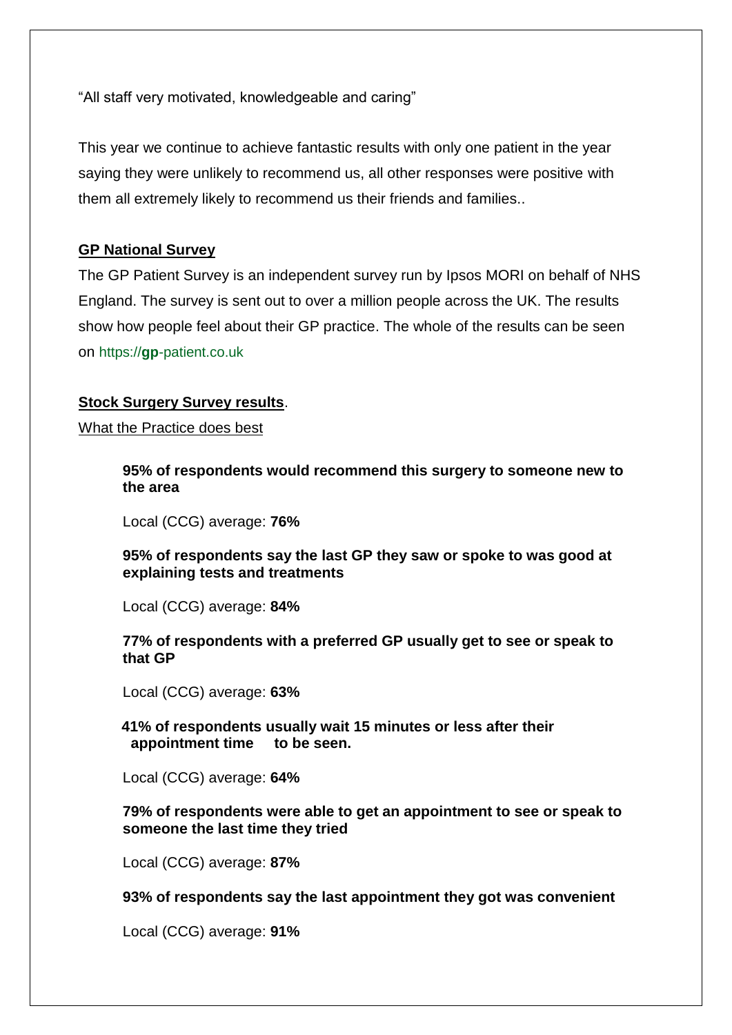"All staff very motivated, knowledgeable and caring"

This year we continue to achieve fantastic results with only one patient in the year saying they were unlikely to recommend us, all other responses were positive with them all extremely likely to recommend us their friends and families..

**GP National Survey**

The GP Patient Survey is an independent survey run by Ipsos MORI on behalf of NHS England. The survey is sent out to over a million people across the UK. The results show how people feel about their GP practice. The whole of the results can be seen on https://gp-patient.co.uk

**Stock Surgery Survey results**.

What the Practice does best

**95% of respondents would recommend this surgery to someone new to the area**

Local (CCG) average: **76%**

**95% of respondents say the last GP they saw or spoke to was good at explaining tests and treatments**

Local (CCG) average: **84%**

**77% of respondents with a preferred GP usually get to see or speak to that GP**

Local (CCG) average: **63%**

**41% of respondents usually wait 15 minutes or less after their appointment time to be seen.**

Local (CCG) average: **64%**

**79% of respondents were able to get an appointment to see or speak to someone the last time they tried**

Local (CCG) average: **87%**

**93% of respondents say the last appointment they got was convenient**

Local (CCG) average: **91%**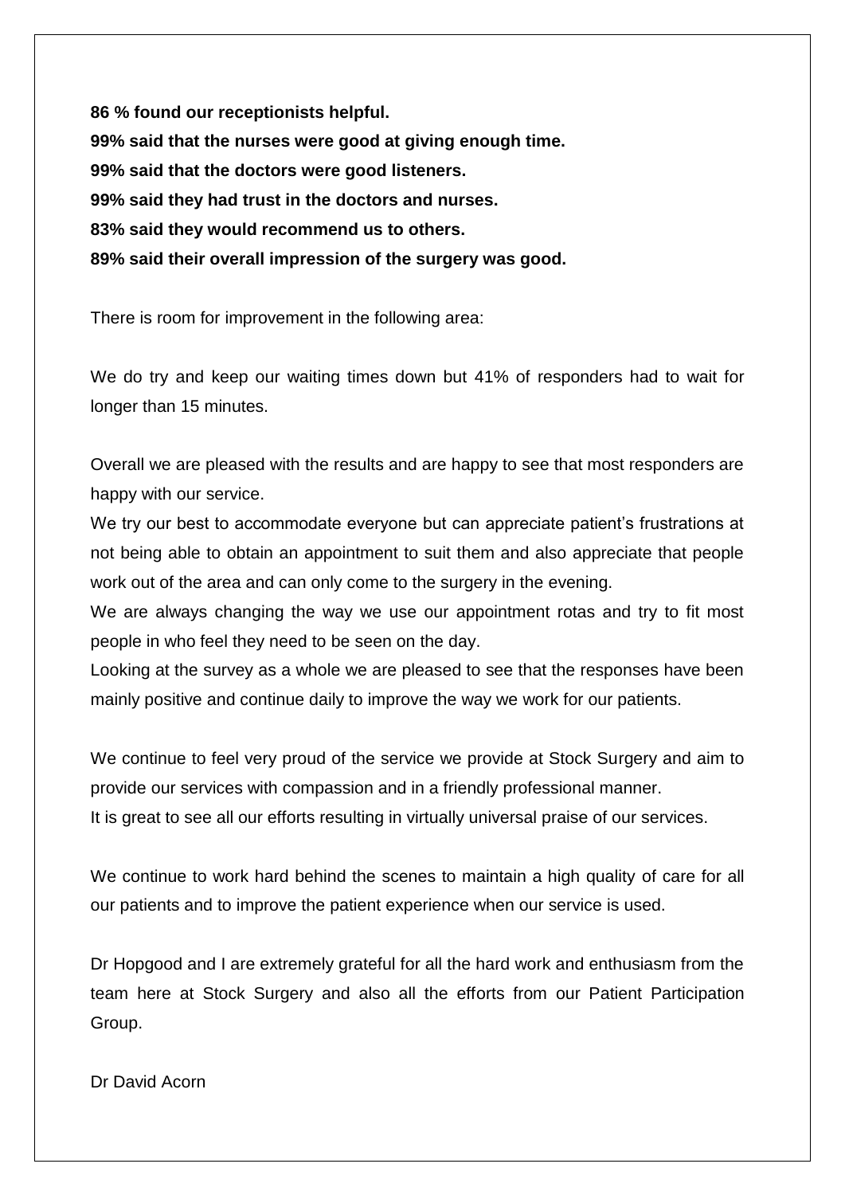**86 % found our receptionists helpful.**
**99% said that the nurses were good at giving enough time.**
**99% said that the doctors were good listeners.**
**99% said they had trust in the doctors and nurses.**
**83% said they would recommend us to others.**
**89% said their overall impression of the surgery was good.**

There is room for improvement in the following area:

We do try and keep our waiting times down but 41% of responders had to wait for longer than 15 minutes.

Overall we are pleased with the results and are happy to see that most responders are happy with our service.
We try our best to accommodate everyone but can appreciate patient's frustrations at not being able to obtain an appointment to suit them and also appreciate that people work out of the area and can only come to the surgery in the evening.
We are always changing the way we use our appointment rotas and try to fit most people in who feel they need to be seen on the day.
Looking at the survey as a whole we are pleased to see that the responses have been mainly positive and continue daily to improve the way we work for our patients.

We continue to feel very proud of the service we provide at Stock Surgery and aim to provide our services with compassion and in a friendly professional manner.
It is great to see all our efforts resulting in virtually universal praise of our services.

We continue to work hard behind the scenes to maintain a high quality of care for all our patients and to improve the patient experience when our service is used.

Dr Hopgood and I are extremely grateful for all the hard work and enthusiasm from the team here at Stock Surgery and also all the efforts from our Patient Participation Group.

Dr David Acorn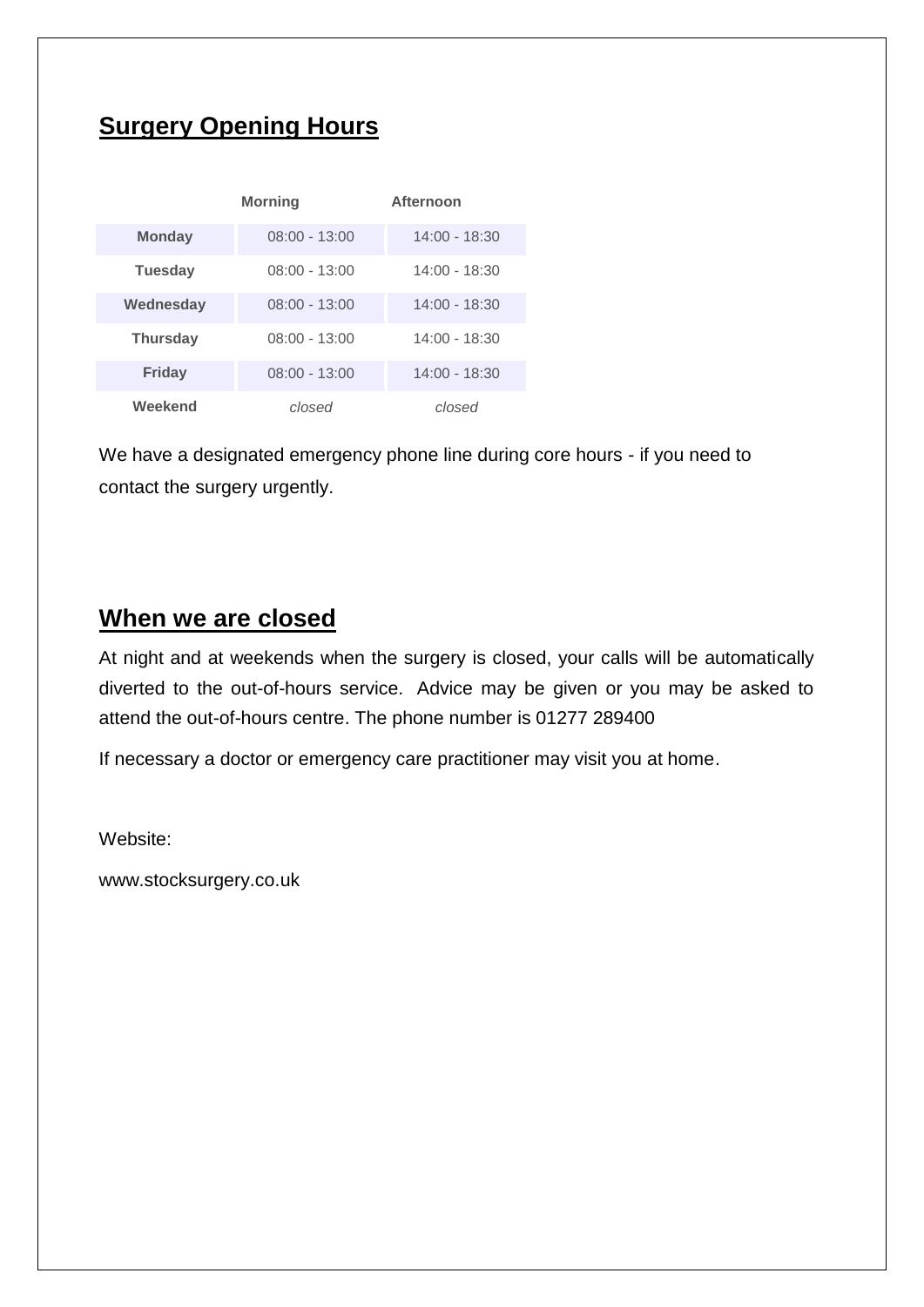## Surgery Opening Hours

| | Morning | Afternoon |
|---|---|---|
| **Monday** | 08:00 - 13:00 | 14:00 - 18:30 |
| **Tuesday** | 08:00 - 13:00 | 14:00 - 18:30 |
| **Wednesday** | 08:00 - 13:00 | 14:00 - 18:30 |
| **Thursday** | 08:00 - 13:00 | 14:00 - 18:30 |
| **Friday** | 08:00 - 13:00 | 14:00 - 18:30 |
| **Weekend** | *closed* | *closed* |

We have a designated emergency phone line during core hours - if you need to contact the surgery urgently.

## When we are closed

At night and at weekends when the surgery is closed, your calls will be automatically diverted to the out-of-hours service. Advice may be given or you may be asked to attend the out-of-hours centre. The phone number is 01277 289400

If necessary a doctor or emergency care practitioner may visit you at home.

Website:

www.stocksurgery.co.uk